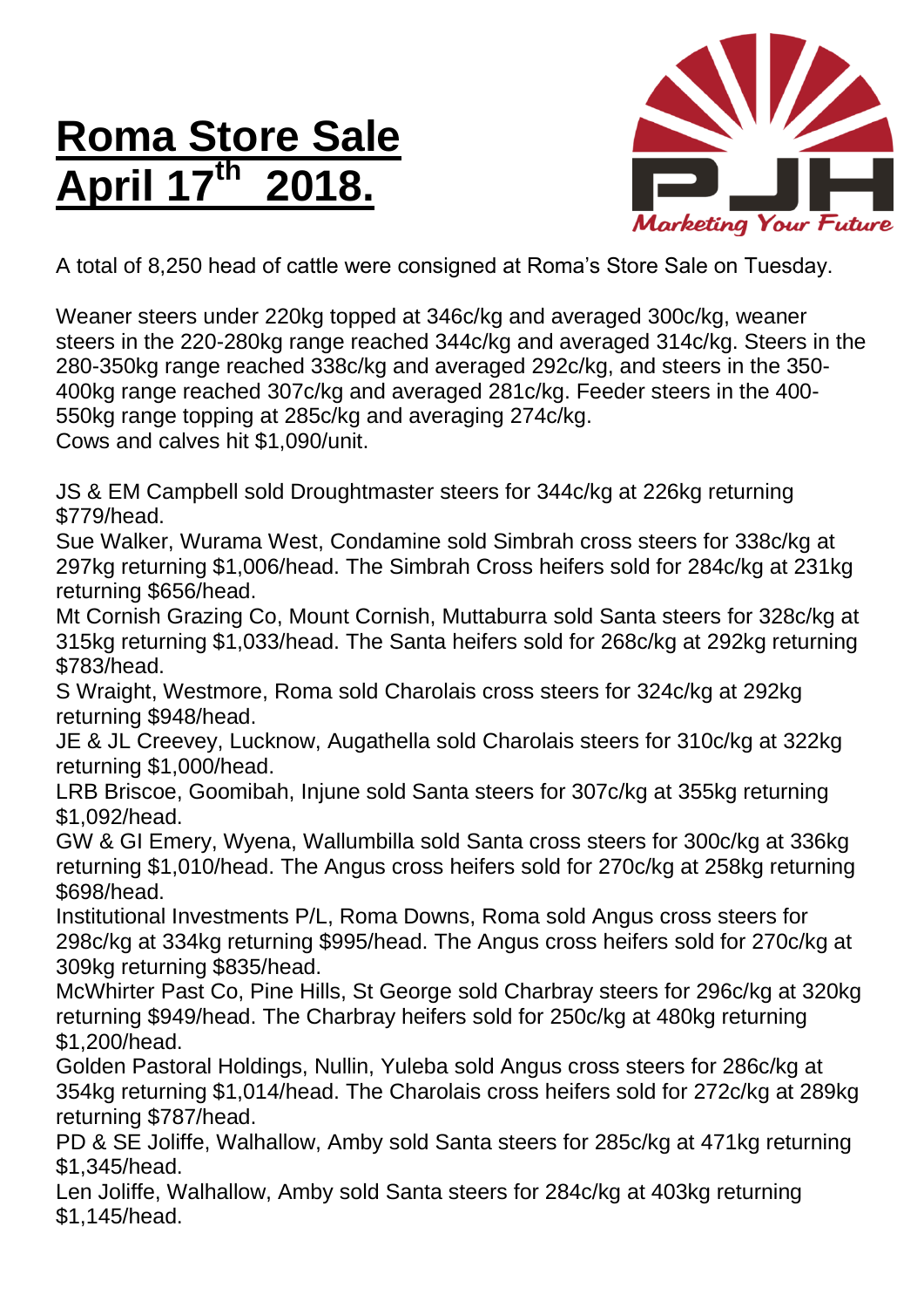# Roma Store Sale April 17th 2018.

Marketing Your Future

A total of 8,250 head of cattle were consigned at Roma's Store Sale on Tuesday.

Weaner steers under 220kg topped at 346c/kg and averaged 300c/kg, weaner steers in the 220-280kg range reached 344c/kg and averaged 314c/kg. Steers in the 280-350kg range reached 338c/kg and averaged 292c/kg, and steers in the 350-400kg range reached 307c/kg and averaged 281c/kg. Feeder steers in the 400-550kg range topping at 285c/kg and averaging 274c/kg.
Cows and calves hit $1,090/unit.

JS & EM Campbell sold Droughtmaster steers for 344c/kg at 226kg returning $779/head.
Sue Walker, Wurama West, Condamine sold Simbrah cross steers for 338c/kg at 297kg returning $1,006/head. The Simbrah Cross heifers sold for 284c/kg at 231kg returning $656/head.
Mt Cornish Grazing Co, Mount Cornish, Muttaburra sold Santa steers for 328c/kg at 315kg returning $1,033/head. The Santa heifers sold for 268c/kg at 292kg returning $783/head.
S Wraight, Westmore, Roma sold Charolais cross steers for 324c/kg at 292kg returning $948/head.
JE & JL Creevey, Lucknow, Augathella sold Charolais steers for 310c/kg at 322kg returning $1,000/head.
LRB Briscoe, Goomibah, Injune sold Santa steers for 307c/kg at 355kg returning $1,092/head.
GW & GI Emery, Wyena, Wallumbilla sold Santa cross steers for 300c/kg at 336kg returning $1,010/head. The Angus cross heifers sold for 270c/kg at 258kg returning $698/head.
Institutional Investments P/L, Roma Downs, Roma sold Angus cross steers for 298c/kg at 334kg returning $995/head. The Angus cross heifers sold for 270c/kg at 309kg returning $835/head.
McWhirter Past Co, Pine Hills, St George sold Charbray steers for 296c/kg at 320kg returning $949/head. The Charbray heifers sold for 250c/kg at 480kg returning $1,200/head.
Golden Pastoral Holdings, Nullin, Yuleba sold Angus cross steers for 286c/kg at 354kg returning $1,014/head. The Charolais cross heifers sold for 272c/kg at 289kg returning $787/head.
PD & SE Joliffe, Walhallow, Amby sold Santa steers for 285c/kg at 471kg returning $1,345/head.
Len Joliffe, Walhallow, Amby sold Santa steers for 284c/kg at 403kg returning $1,145/head.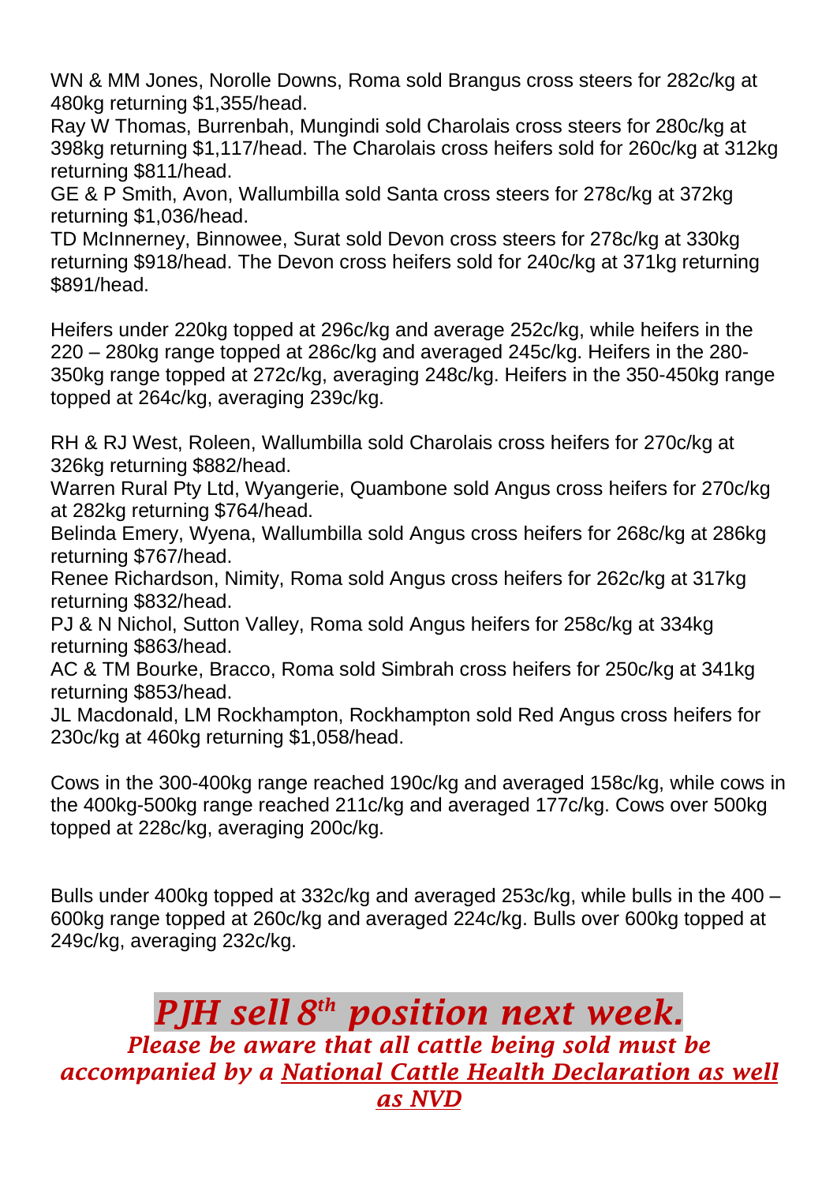WN & MM Jones, Norolle Downs, Roma sold Brangus cross steers for 282c/kg at 480kg returning $1,355/head.
Ray W Thomas, Burrenbah, Mungindi sold Charolais cross steers for 280c/kg at 398kg returning $1,117/head. The Charolais cross heifers sold for 260c/kg at 312kg returning $811/head.
GE & P Smith, Avon, Wallumbilla sold Santa cross steers for 278c/kg at 372kg returning $1,036/head.
TD McInnerney, Binnowee, Surat sold Devon cross steers for 278c/kg at 330kg returning $918/head. The Devon cross heifers sold for 240c/kg at 371kg returning $891/head.

Heifers under 220kg topped at 296c/kg and average 252c/kg, while heifers in the 220 – 280kg range topped at 286c/kg and averaged 245c/kg. Heifers in the 280-350kg range topped at 272c/kg, averaging 248c/kg. Heifers in the 350-450kg range topped at 264c/kg, averaging 239c/kg.

RH & RJ West, Roleen, Wallumbilla sold Charolais cross heifers for 270c/kg at 326kg returning $882/head.
Warren Rural Pty Ltd, Wyangerie, Quambone sold Angus cross heifers for 270c/kg at 282kg returning $764/head.
Belinda Emery, Wyena, Wallumbilla sold Angus cross heifers for 268c/kg at 286kg returning $767/head.
Renee Richardson, Nimity, Roma sold Angus cross heifers for 262c/kg at 317kg returning $832/head.
PJ & N Nichol, Sutton Valley, Roma sold Angus heifers for 258c/kg at 334kg returning $863/head.
AC & TM Bourke, Bracco, Roma sold Simbrah cross heifers for 250c/kg at 341kg returning $853/head.
JL Macdonald, LM Rockhampton, Rockhampton sold Red Angus cross heifers for 230c/kg at 460kg returning $1,058/head.

Cows in the 300-400kg range reached 190c/kg and averaged 158c/kg, while cows in the 400kg-500kg range reached 211c/kg and averaged 177c/kg. Cows over 500kg topped at 228c/kg, averaging 200c/kg.

Bulls under 400kg topped at 332c/kg and averaged 253c/kg, while bulls in the 400 – 600kg range topped at 260c/kg and averaged 224c/kg. Bulls over 600kg topped at 249c/kg, averaging 232c/kg.

## *PJH sell 8th position next week.*

***Please be aware that all cattle being sold must be accompanied by a National Cattle Health Declaration as well as NVD***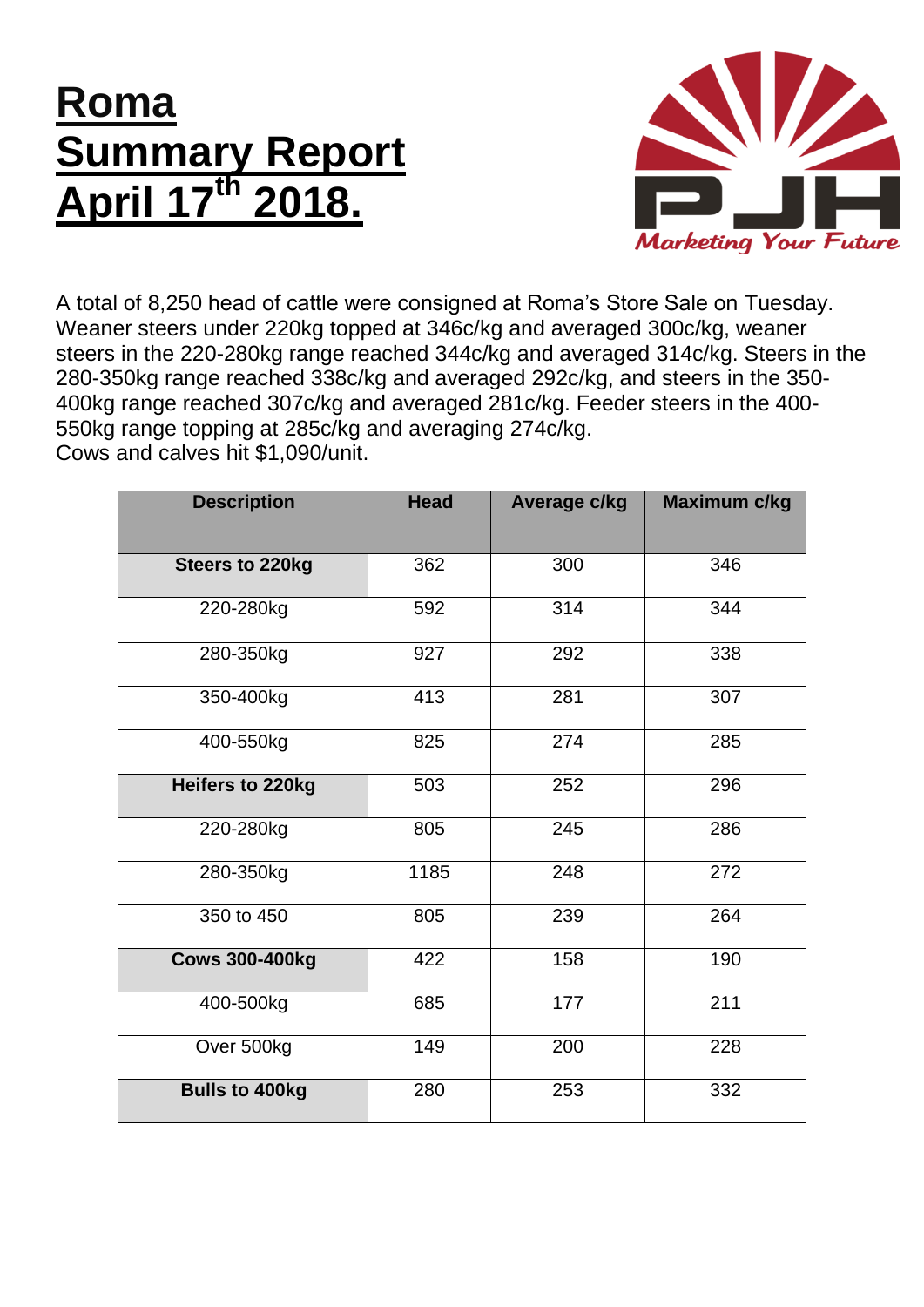# Roma Summary Report April 17th 2018.

Marketing Your Future

A total of 8,250 head of cattle were consigned at Roma's Store Sale on Tuesday. Weaner steers under 220kg topped at 346c/kg and averaged 300c/kg, weaner steers in the 220-280kg range reached 344c/kg and averaged 314c/kg. Steers in the 280-350kg range reached 338c/kg and averaged 292c/kg, and steers in the 350-400kg range reached 307c/kg and averaged 281c/kg. Feeder steers in the 400-550kg range topping at 285c/kg and averaging 274c/kg.
Cows and calves hit $1,090/unit.

| Description | Head | Average c/kg | Maximum c/kg |
|---|---|---|---|
| **Steers to 220kg** | 362 | 300 | 346 |
| 220-280kg | 592 | 314 | 344 |
| 280-350kg | 927 | 292 | 338 |
| 350-400kg | 413 | 281 | 307 |
| 400-550kg | 825 | 274 | 285 |
| **Heifers to 220kg** | 503 | 252 | 296 |
| 220-280kg | 805 | 245 | 286 |
| 280-350kg | 1185 | 248 | 272 |
| 350 to 450 | 805 | 239 | 264 |
| **Cows 300-400kg** | 422 | 158 | 190 |
| 400-500kg | 685 | 177 | 211 |
| Over 500kg | 149 | 200 | 228 |
| **Bulls to 400kg** | 280 | 253 | 332 |